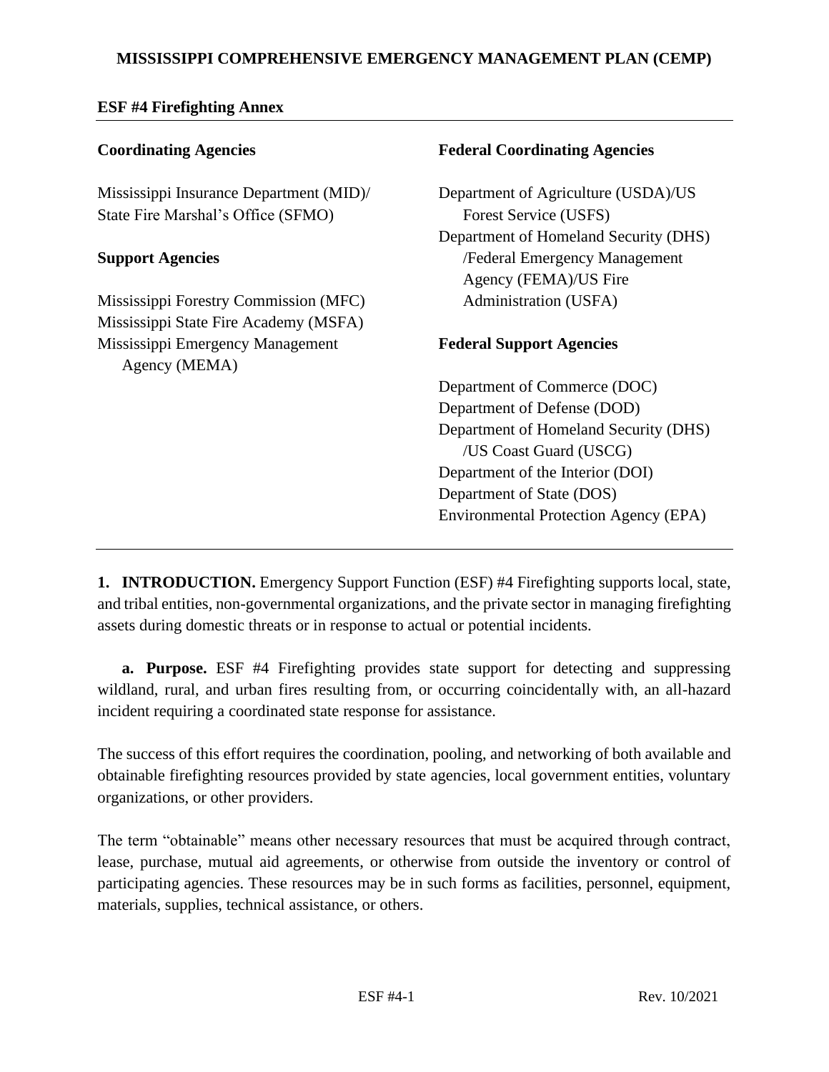# MISSISSIPPI COMPREHENSIVE EMERGENCY MANAGEMENT PLAN (CEMP)

## ESF #4 Firefighting Annex

**Coordinating Agencies**

Mississippi Insurance Department (MID)/ State Fire Marshal's Office (SFMO)

**Support Agencies**

Mississippi Forestry Commission (MFC)
Mississippi State Fire Academy (MSFA)
Mississippi Emergency Management Agency (MEMA)

**Federal Coordinating Agencies**

Department of Agriculture (USDA)/US Forest Service (USFS)
Department of Homeland Security (DHS) /Federal Emergency Management Agency (FEMA)/US Fire Administration (USFA)

**Federal Support Agencies**

Department of Commerce (DOC)
Department of Defense (DOD)
Department of Homeland Security (DHS) /US Coast Guard (USCG)
Department of the Interior (DOI)
Department of State (DOS)
Environmental Protection Agency (EPA)

---

**1. INTRODUCTION.** Emergency Support Function (ESF) #4 Firefighting supports local, state, and tribal entities, non-governmental organizations, and the private sector in managing firefighting assets during domestic threats or in response to actual or potential incidents.

**a. Purpose.** ESF #4 Firefighting provides state support for detecting and suppressing wildland, rural, and urban fires resulting from, or occurring coincidentally with, an all-hazard incident requiring a coordinated state response for assistance.

The success of this effort requires the coordination, pooling, and networking of both available and obtainable firefighting resources provided by state agencies, local government entities, voluntary organizations, or other providers.

The term "obtainable" means other necessary resources that must be acquired through contract, lease, purchase, mutual aid agreements, or otherwise from outside the inventory or control of participating agencies. These resources may be in such forms as facilities, personnel, equipment, materials, supplies, technical assistance, or others.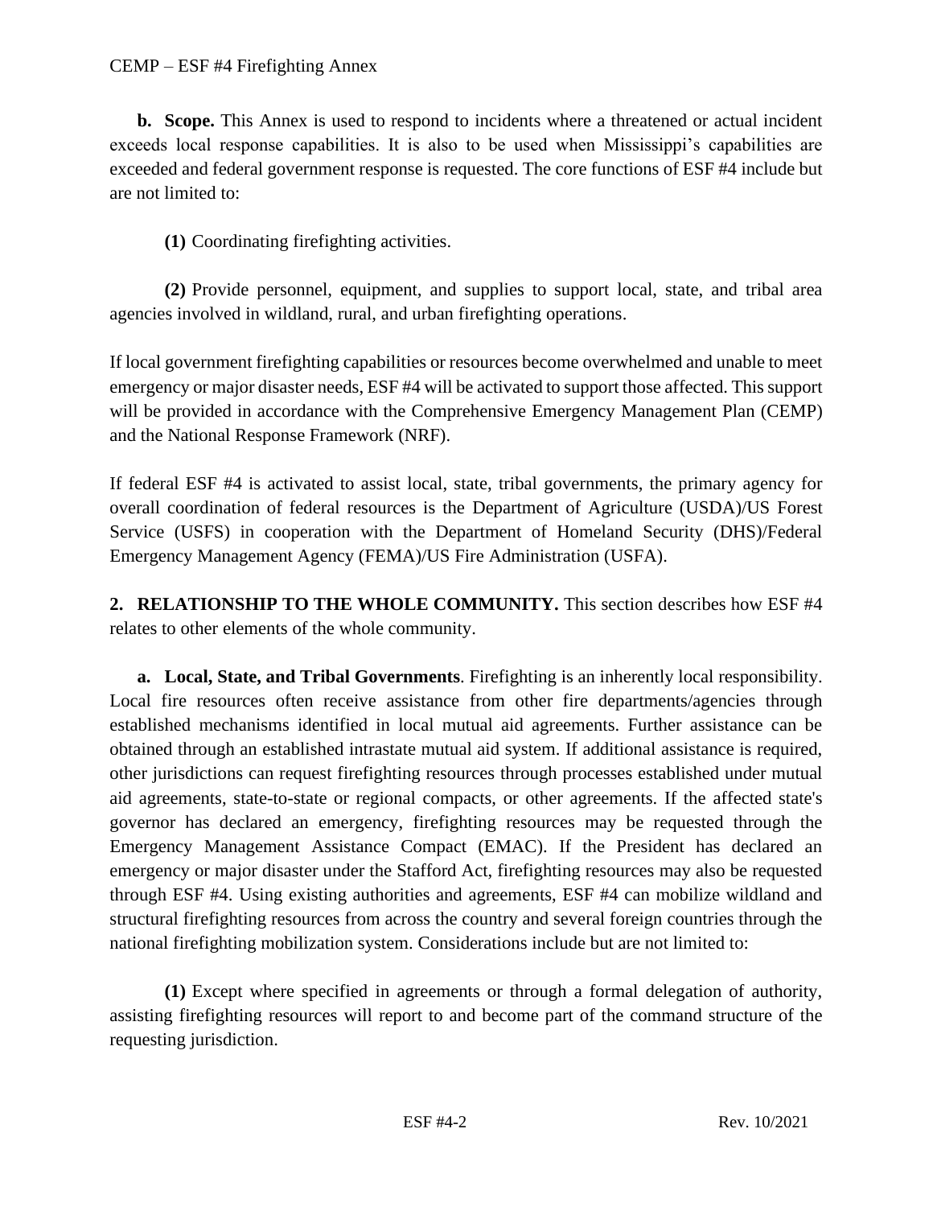**b. Scope.** This Annex is used to respond to incidents where a threatened or actual incident exceeds local response capabilities. It is also to be used when Mississippi's capabilities are exceeded and federal government response is requested. The core functions of ESF #4 include but are not limited to:

**(1)** Coordinating firefighting activities.

**(2)** Provide personnel, equipment, and supplies to support local, state, and tribal area agencies involved in wildland, rural, and urban firefighting operations.

If local government firefighting capabilities or resources become overwhelmed and unable to meet emergency or major disaster needs, ESF #4 will be activated to support those affected. This support will be provided in accordance with the Comprehensive Emergency Management Plan (CEMP) and the National Response Framework (NRF).

If federal ESF #4 is activated to assist local, state, tribal governments, the primary agency for overall coordination of federal resources is the Department of Agriculture (USDA)/US Forest Service (USFS) in cooperation with the Department of Homeland Security (DHS)/Federal Emergency Management Agency (FEMA)/US Fire Administration (USFA).

## 2. RELATIONSHIP TO THE WHOLE COMMUNITY.

This section describes how ESF #4 relates to other elements of the whole community.

**a. Local, State, and Tribal Governments**. Firefighting is an inherently local responsibility. Local fire resources often receive assistance from other fire departments/agencies through established mechanisms identified in local mutual aid agreements. Further assistance can be obtained through an established intrastate mutual aid system. If additional assistance is required, other jurisdictions can request firefighting resources through processes established under mutual aid agreements, state-to-state or regional compacts, or other agreements. If the affected state's governor has declared an emergency, firefighting resources may be requested through the Emergency Management Assistance Compact (EMAC). If the President has declared an emergency or major disaster under the Stafford Act, firefighting resources may also be requested through ESF #4. Using existing authorities and agreements, ESF #4 can mobilize wildland and structural firefighting resources from across the country and several foreign countries through the national firefighting mobilization system. Considerations include but are not limited to:

**(1)** Except where specified in agreements or through a formal delegation of authority, assisting firefighting resources will report to and become part of the command structure of the requesting jurisdiction.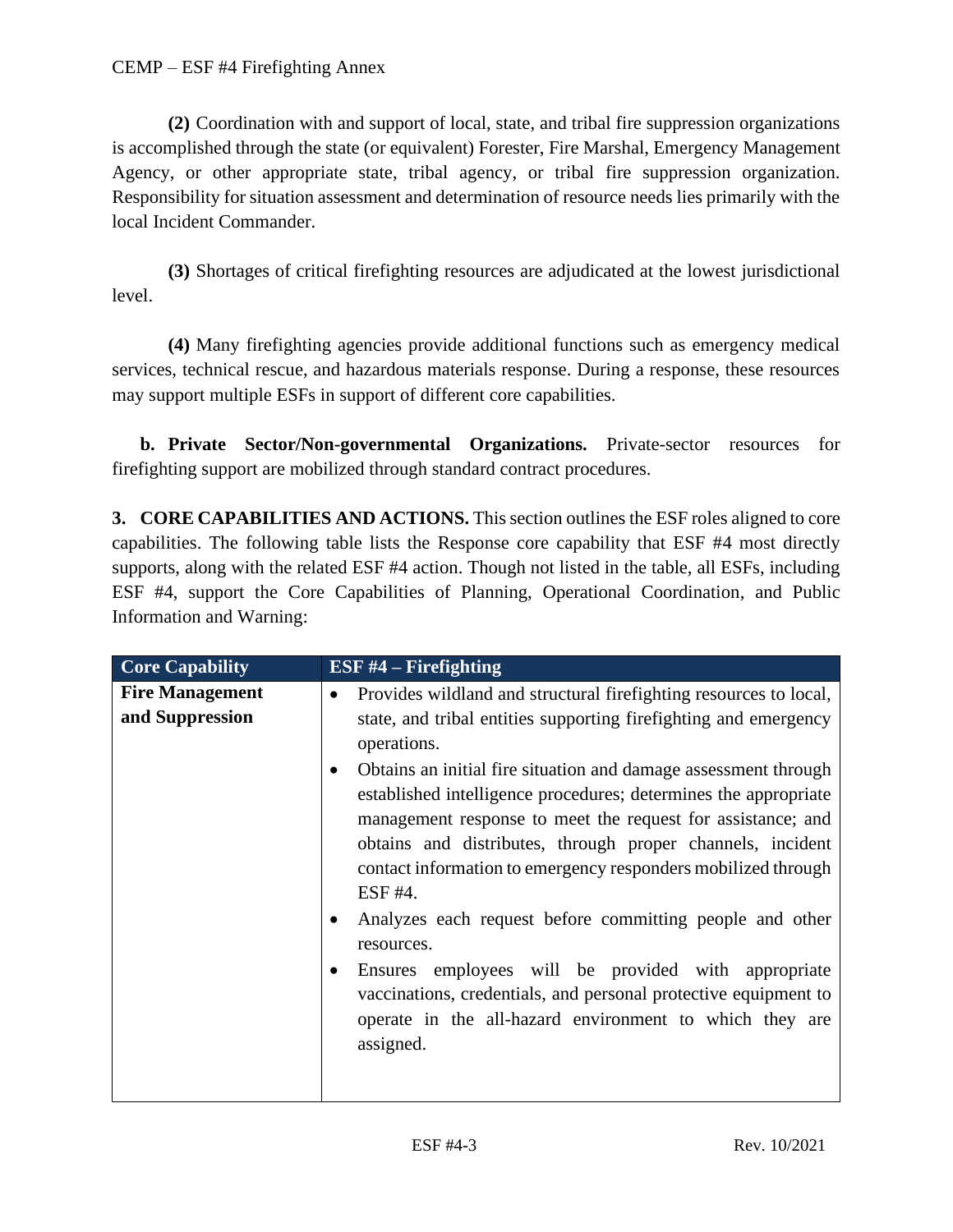**(2)** Coordination with and support of local, state, and tribal fire suppression organizations is accomplished through the state (or equivalent) Forester, Fire Marshal, Emergency Management Agency, or other appropriate state, tribal agency, or tribal fire suppression organization. Responsibility for situation assessment and determination of resource needs lies primarily with the local Incident Commander.

**(3)** Shortages of critical firefighting resources are adjudicated at the lowest jurisdictional level.

**(4)** Many firefighting agencies provide additional functions such as emergency medical services, technical rescue, and hazardous materials response. During a response, these resources may support multiple ESFs in support of different core capabilities.

**b. Private Sector/Non-governmental Organizations.** Private-sector resources for firefighting support are mobilized through standard contract procedures.

**3. CORE CAPABILITIES AND ACTIONS.** This section outlines the ESF roles aligned to core capabilities. The following table lists the Response core capability that ESF #4 most directly supports, along with the related ESF #4 action. Though not listed in the table, all ESFs, including ESF #4, support the Core Capabilities of Planning, Operational Coordination, and Public Information and Warning:

| Core Capability | ESF #4 – Firefighting |
|---|---|
| **Fire Management and Suppression** | • Provides wildland and structural firefighting resources to local, state, and tribal entities supporting firefighting and emergency operations.<br>• Obtains an initial fire situation and damage assessment through established intelligence procedures; determines the appropriate management response to meet the request for assistance; and obtains and distributes, through proper channels, incident contact information to emergency responders mobilized through ESF #4.<br>• Analyzes each request before committing people and other resources.<br>• Ensures employees will be provided with appropriate vaccinations, credentials, and personal protective equipment to operate in the all-hazard environment to which they are assigned. |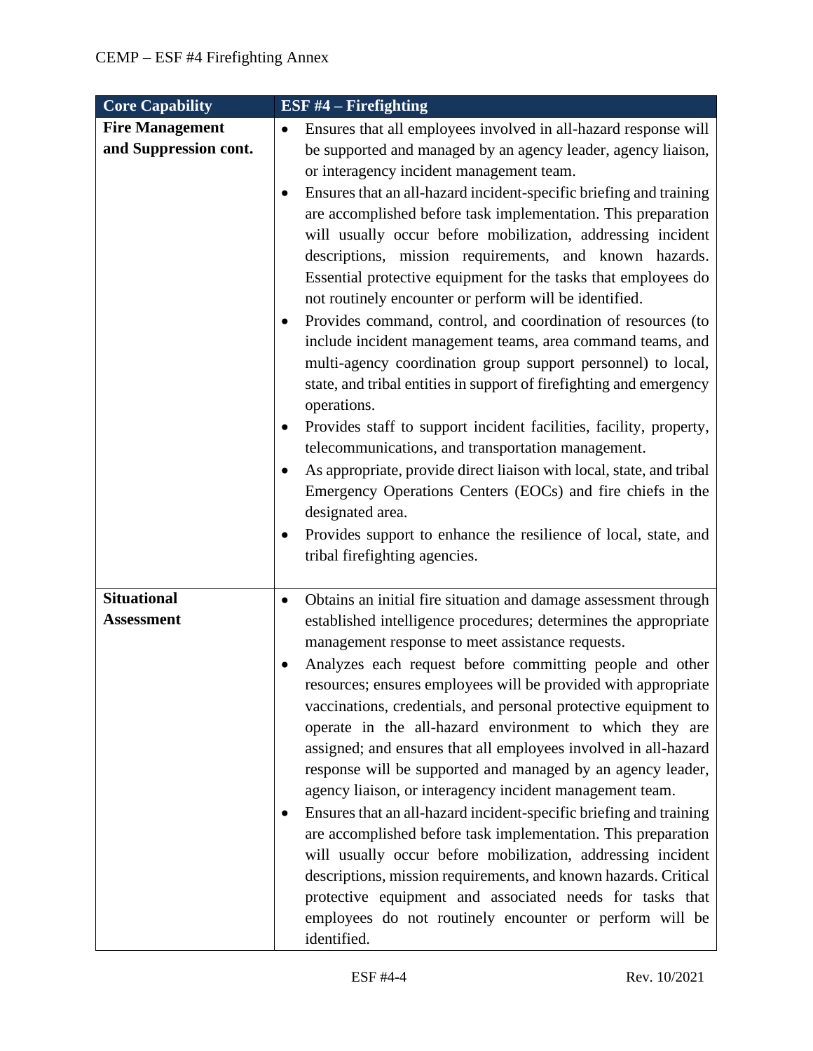| Core Capability | ESF #4 – Firefighting |
|---|---|
| **Fire Management and Suppression cont.** | • Ensures that all employees involved in all-hazard response will be supported and managed by an agency leader, agency liaison, or interagency incident management team.<br>• Ensures that an all-hazard incident-specific briefing and training are accomplished before task implementation. This preparation will usually occur before mobilization, addressing incident descriptions, mission requirements, and known hazards. Essential protective equipment for the tasks that employees do not routinely encounter or perform will be identified.<br>• Provides command, control, and coordination of resources (to include incident management teams, area command teams, and multi-agency coordination group support personnel) to local, state, and tribal entities in support of firefighting and emergency operations.<br>• Provides staff to support incident facilities, facility, property, telecommunications, and transportation management.<br>• As appropriate, provide direct liaison with local, state, and tribal Emergency Operations Centers (EOCs) and fire chiefs in the designated area.<br>• Provides support to enhance the resilience of local, state, and tribal firefighting agencies. |
| **Situational Assessment** | • Obtains an initial fire situation and damage assessment through established intelligence procedures; determines the appropriate management response to meet assistance requests.<br>• Analyzes each request before committing people and other resources; ensures employees will be provided with appropriate vaccinations, credentials, and personal protective equipment to operate in the all-hazard environment to which they are assigned; and ensures that all employees involved in all-hazard response will be supported and managed by an agency leader, agency liaison, or interagency incident management team.<br>• Ensures that an all-hazard incident-specific briefing and training are accomplished before task implementation. This preparation will usually occur before mobilization, addressing incident descriptions, mission requirements, and known hazards. Critical protective equipment and associated needs for tasks that employees do not routinely encounter or perform will be identified. |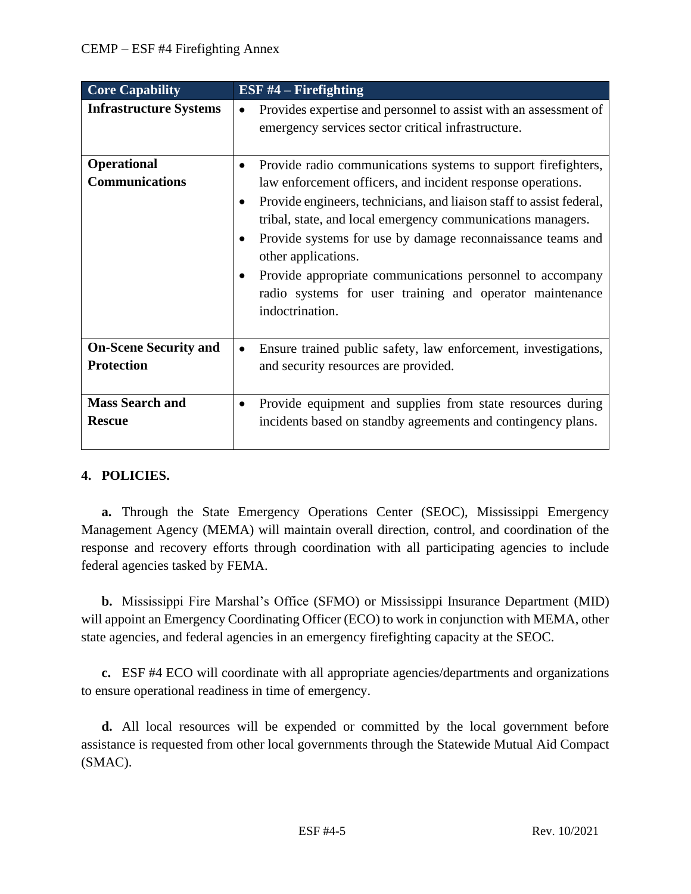| Core Capability | ESF #4 – Firefighting |
|---|---|
| **Infrastructure Systems** | • Provides expertise and personnel to assist with an assessment of emergency services sector critical infrastructure. |
| **Operational Communications** | • Provide radio communications systems to support firefighters, law enforcement officers, and incident response operations.<br>• Provide engineers, technicians, and liaison staff to assist federal, tribal, state, and local emergency communications managers.<br>• Provide systems for use by damage reconnaissance teams and other applications.<br>• Provide appropriate communications personnel to accompany radio systems for user training and operator maintenance indoctrination. |
| **On-Scene Security and Protection** | • Ensure trained public safety, law enforcement, investigations, and security resources are provided. |
| **Mass Search and Rescue** | • Provide equipment and supplies from state resources during incidents based on standby agreements and contingency plans. |

## 4. POLICIES.

**a.** Through the State Emergency Operations Center (SEOC), Mississippi Emergency Management Agency (MEMA) will maintain overall direction, control, and coordination of the response and recovery efforts through coordination with all participating agencies to include federal agencies tasked by FEMA.

**b.** Mississippi Fire Marshal's Office (SFMO) or Mississippi Insurance Department (MID) will appoint an Emergency Coordinating Officer (ECO) to work in conjunction with MEMA, other state agencies, and federal agencies in an emergency firefighting capacity at the SEOC.

**c.** ESF #4 ECO will coordinate with all appropriate agencies/departments and organizations to ensure operational readiness in time of emergency.

**d.** All local resources will be expended or committed by the local government before assistance is requested from other local governments through the Statewide Mutual Aid Compact (SMAC).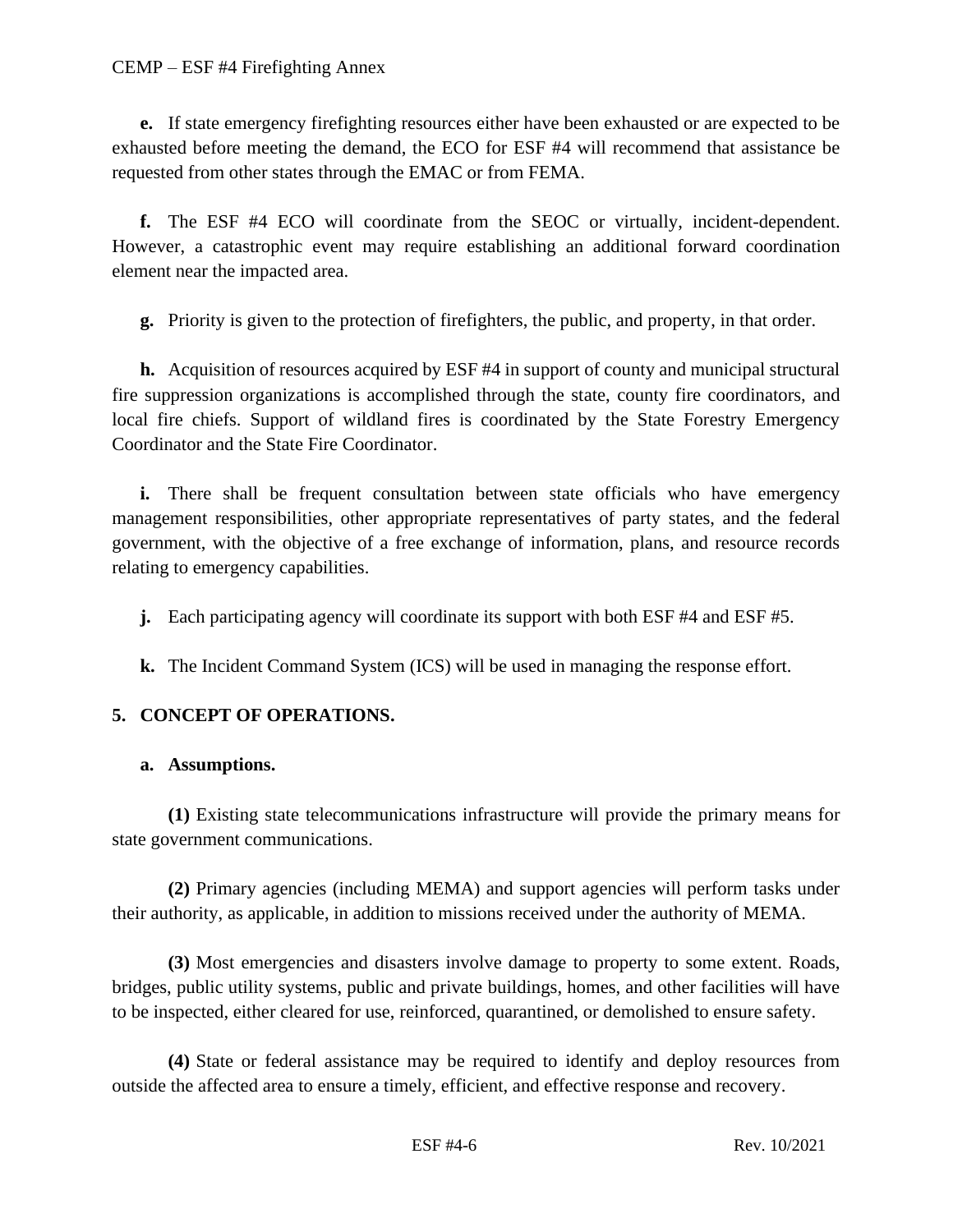**e.** If state emergency firefighting resources either have been exhausted or are expected to be exhausted before meeting the demand, the ECO for ESF #4 will recommend that assistance be requested from other states through the EMAC or from FEMA.

**f.** The ESF #4 ECO will coordinate from the SEOC or virtually, incident-dependent. However, a catastrophic event may require establishing an additional forward coordination element near the impacted area.

**g.** Priority is given to the protection of firefighters, the public, and property, in that order.

**h.** Acquisition of resources acquired by ESF #4 in support of county and municipal structural fire suppression organizations is accomplished through the state, county fire coordinators, and local fire chiefs. Support of wildland fires is coordinated by the State Forestry Emergency Coordinator and the State Fire Coordinator.

**i.** There shall be frequent consultation between state officials who have emergency management responsibilities, other appropriate representatives of party states, and the federal government, with the objective of a free exchange of information, plans, and resource records relating to emergency capabilities.

**j.** Each participating agency will coordinate its support with both ESF #4 and ESF #5.

**k.** The Incident Command System (ICS) will be used in managing the response effort.

## 5. CONCEPT OF OPERATIONS.

### a. Assumptions.

**(1)** Existing state telecommunications infrastructure will provide the primary means for state government communications.

**(2)** Primary agencies (including MEMA) and support agencies will perform tasks under their authority, as applicable, in addition to missions received under the authority of MEMA.

**(3)** Most emergencies and disasters involve damage to property to some extent. Roads, bridges, public utility systems, public and private buildings, homes, and other facilities will have to be inspected, either cleared for use, reinforced, quarantined, or demolished to ensure safety.

**(4)** State or federal assistance may be required to identify and deploy resources from outside the affected area to ensure a timely, efficient, and effective response and recovery.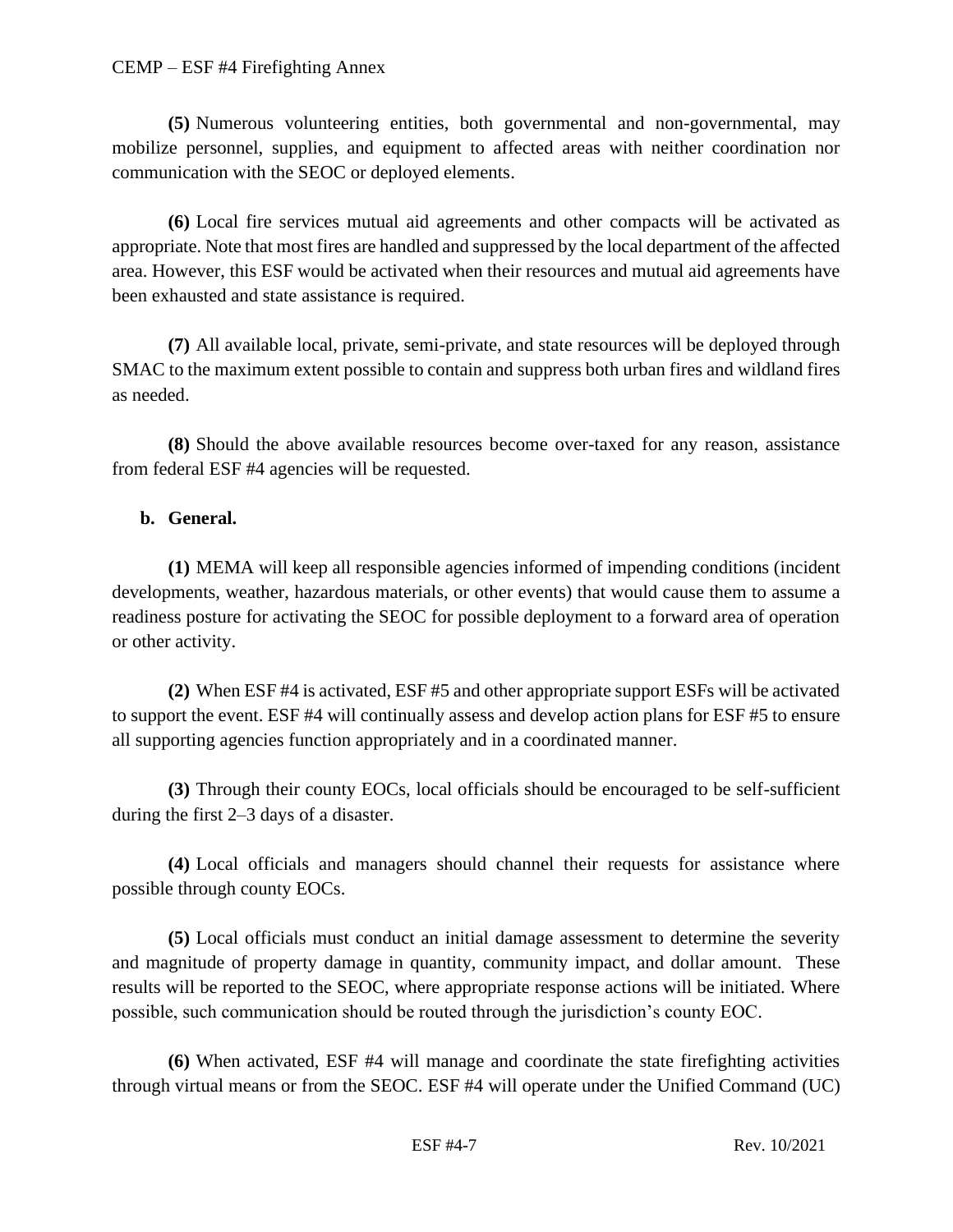**(5)** Numerous volunteering entities, both governmental and non-governmental, may mobilize personnel, supplies, and equipment to affected areas with neither coordination nor communication with the SEOC or deployed elements.

**(6)** Local fire services mutual aid agreements and other compacts will be activated as appropriate. Note that most fires are handled and suppressed by the local department of the affected area. However, this ESF would be activated when their resources and mutual aid agreements have been exhausted and state assistance is required.

**(7)** All available local, private, semi-private, and state resources will be deployed through SMAC to the maximum extent possible to contain and suppress both urban fires and wildland fires as needed.

**(8)** Should the above available resources become over-taxed for any reason, assistance from federal ESF #4 agencies will be requested.

**b. General.**

**(1)** MEMA will keep all responsible agencies informed of impending conditions (incident developments, weather, hazardous materials, or other events) that would cause them to assume a readiness posture for activating the SEOC for possible deployment to a forward area of operation or other activity.

**(2)** When ESF #4 is activated, ESF #5 and other appropriate support ESFs will be activated to support the event. ESF #4 will continually assess and develop action plans for ESF #5 to ensure all supporting agencies function appropriately and in a coordinated manner.

**(3)** Through their county EOCs, local officials should be encouraged to be self-sufficient during the first 2–3 days of a disaster.

**(4)** Local officials and managers should channel their requests for assistance where possible through county EOCs.

**(5)** Local officials must conduct an initial damage assessment to determine the severity and magnitude of property damage in quantity, community impact, and dollar amount. These results will be reported to the SEOC, where appropriate response actions will be initiated. Where possible, such communication should be routed through the jurisdiction's county EOC.

**(6)** When activated, ESF #4 will manage and coordinate the state firefighting activities through virtual means or from the SEOC. ESF #4 will operate under the Unified Command (UC)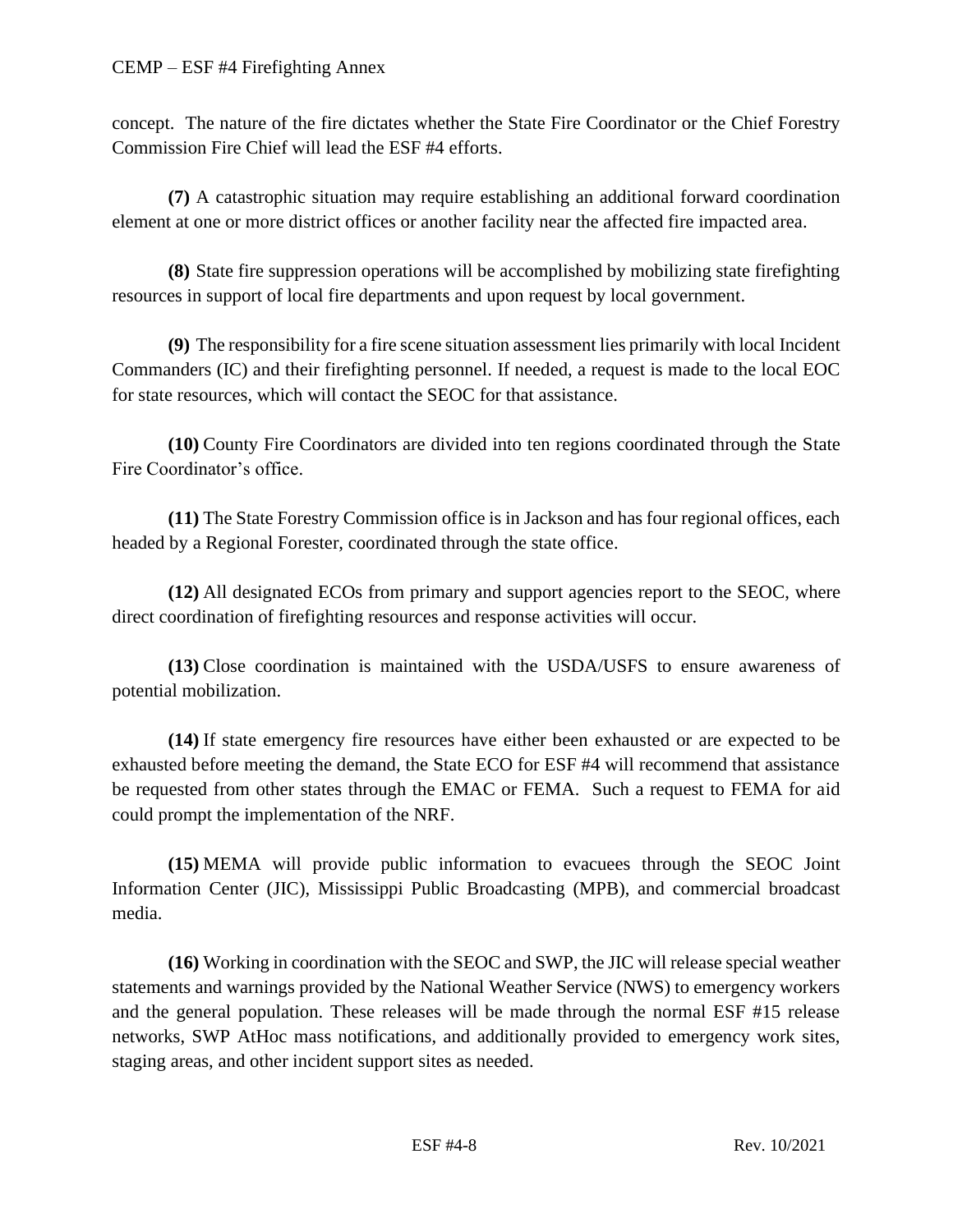concept. The nature of the fire dictates whether the State Fire Coordinator or the Chief Forestry Commission Fire Chief will lead the ESF #4 efforts.

**(7)** A catastrophic situation may require establishing an additional forward coordination element at one or more district offices or another facility near the affected fire impacted area.

**(8)** State fire suppression operations will be accomplished by mobilizing state firefighting resources in support of local fire departments and upon request by local government.

**(9)** The responsibility for a fire scene situation assessment lies primarily with local Incident Commanders (IC) and their firefighting personnel. If needed, a request is made to the local EOC for state resources, which will contact the SEOC for that assistance.

**(10)** County Fire Coordinators are divided into ten regions coordinated through the State Fire Coordinator's office.

**(11)** The State Forestry Commission office is in Jackson and has four regional offices, each headed by a Regional Forester, coordinated through the state office.

**(12)** All designated ECOs from primary and support agencies report to the SEOC, where direct coordination of firefighting resources and response activities will occur.

**(13)** Close coordination is maintained with the USDA/USFS to ensure awareness of potential mobilization.

**(14)** If state emergency fire resources have either been exhausted or are expected to be exhausted before meeting the demand, the State ECO for ESF #4 will recommend that assistance be requested from other states through the EMAC or FEMA. Such a request to FEMA for aid could prompt the implementation of the NRF.

**(15)** MEMA will provide public information to evacuees through the SEOC Joint Information Center (JIC), Mississippi Public Broadcasting (MPB), and commercial broadcast media.

**(16)** Working in coordination with the SEOC and SWP, the JIC will release special weather statements and warnings provided by the National Weather Service (NWS) to emergency workers and the general population. These releases will be made through the normal ESF #15 release networks, SWP AtHoc mass notifications, and additionally provided to emergency work sites, staging areas, and other incident support sites as needed.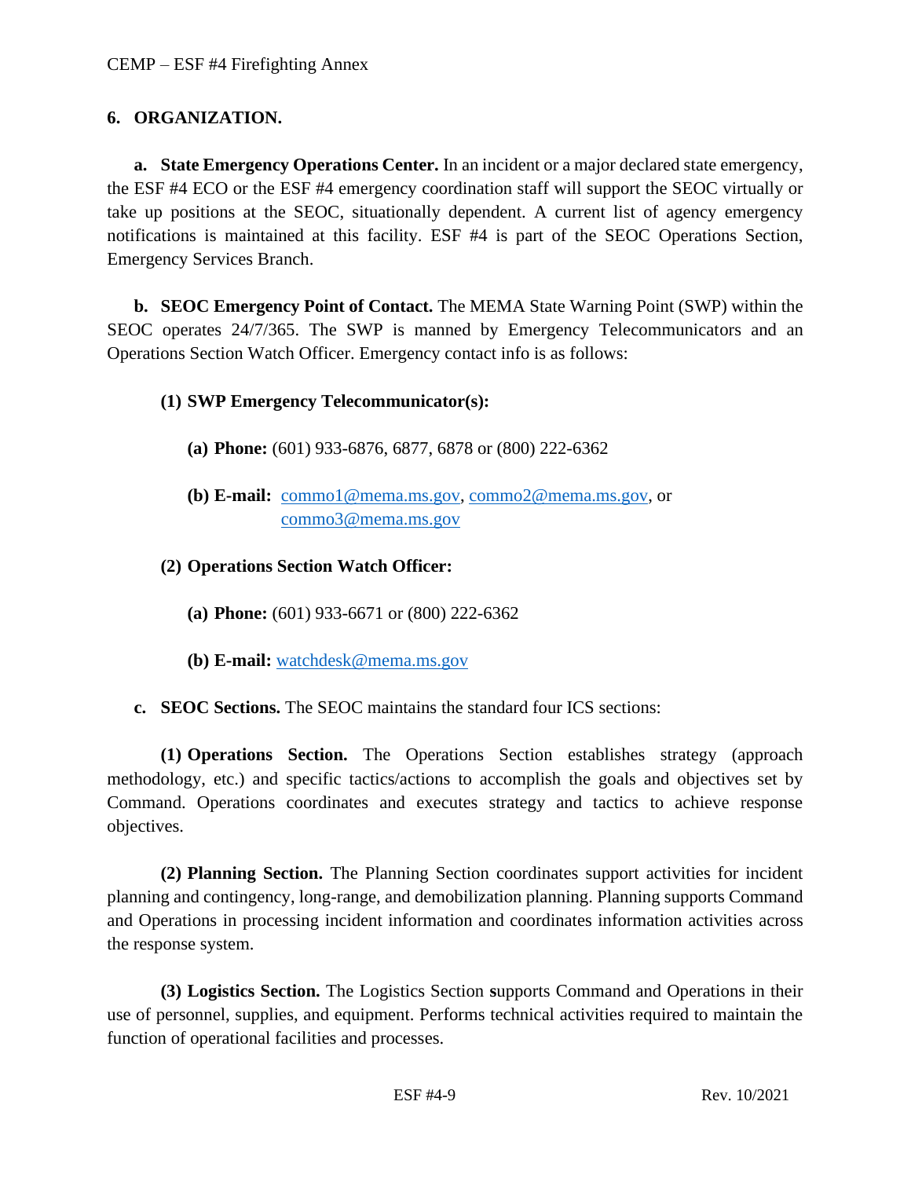## 6. ORGANIZATION.

**a. State Emergency Operations Center.** In an incident or a major declared state emergency, the ESF #4 ECO or the ESF #4 emergency coordination staff will support the SEOC virtually or take up positions at the SEOC, situationally dependent. A current list of agency emergency notifications is maintained at this facility. ESF #4 is part of the SEOC Operations Section, Emergency Services Branch.

**b. SEOC Emergency Point of Contact.** The MEMA State Warning Point (SWP) within the SEOC operates 24/7/365. The SWP is manned by Emergency Telecommunicators and an Operations Section Watch Officer. Emergency contact info is as follows:

**(1) SWP Emergency Telecommunicator(s):**

**(a) Phone:** (601) 933-6876, 6877, 6878 or (800) 222-6362

**(b) E-mail:** commo1@mema.ms.gov, commo2@mema.ms.gov, or commo3@mema.ms.gov

**(2) Operations Section Watch Officer:**

**(a) Phone:** (601) 933-6671 or (800) 222-6362

**(b) E-mail:** watchdesk@mema.ms.gov

**c. SEOC Sections.** The SEOC maintains the standard four ICS sections:

**(1) Operations Section.** The Operations Section establishes strategy (approach methodology, etc.) and specific tactics/actions to accomplish the goals and objectives set by Command. Operations coordinates and executes strategy and tactics to achieve response objectives.

**(2) Planning Section.** The Planning Section coordinates support activities for incident planning and contingency, long-range, and demobilization planning. Planning supports Command and Operations in processing incident information and coordinates information activities across the response system.

**(3) Logistics Section.** The Logistics Section supports Command and Operations in their use of personnel, supplies, and equipment. Performs technical activities required to maintain the function of operational facilities and processes.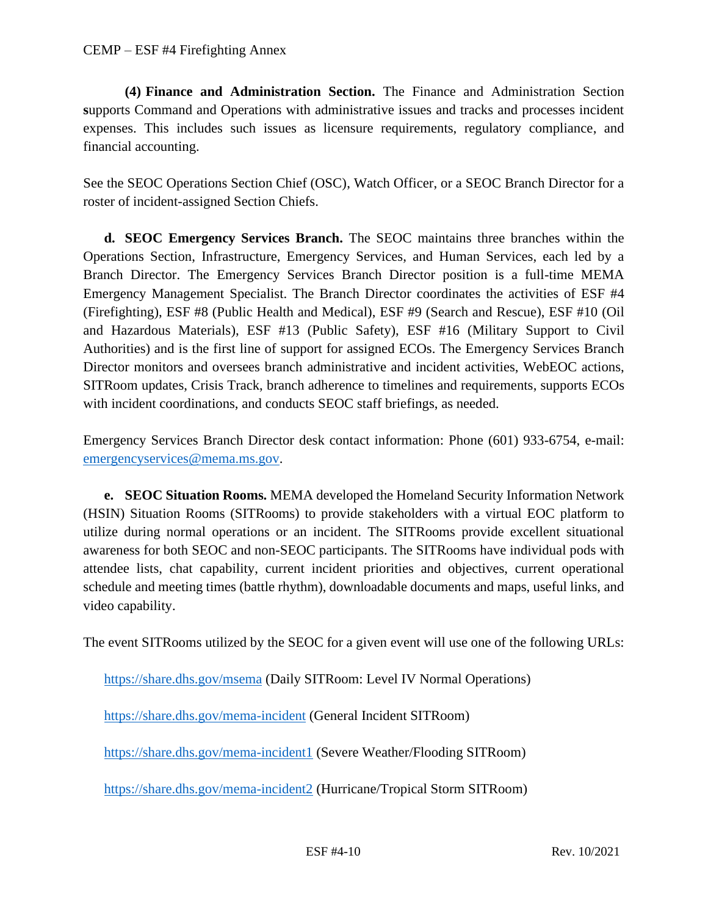**(4) Finance and Administration Section.** The Finance and Administration Section supports Command and Operations with administrative issues and tracks and processes incident expenses. This includes such issues as licensure requirements, regulatory compliance, and financial accounting.

See the SEOC Operations Section Chief (OSC), Watch Officer, or a SEOC Branch Director for a roster of incident-assigned Section Chiefs.

**d. SEOC Emergency Services Branch.** The SEOC maintains three branches within the Operations Section, Infrastructure, Emergency Services, and Human Services, each led by a Branch Director. The Emergency Services Branch Director position is a full-time MEMA Emergency Management Specialist. The Branch Director coordinates the activities of ESF #4 (Firefighting), ESF #8 (Public Health and Medical), ESF #9 (Search and Rescue), ESF #10 (Oil and Hazardous Materials), ESF #13 (Public Safety), ESF #16 (Military Support to Civil Authorities) and is the first line of support for assigned ECOs. The Emergency Services Branch Director monitors and oversees branch administrative and incident activities, WebEOC actions, SITRoom updates, Crisis Track, branch adherence to timelines and requirements, supports ECOs with incident coordinations, and conducts SEOC staff briefings, as needed.

Emergency Services Branch Director desk contact information: Phone (601) 933-6754, e-mail: emergencyservices@mema.ms.gov.

**e. SEOC Situation Rooms.** MEMA developed the Homeland Security Information Network (HSIN) Situation Rooms (SITRooms) to provide stakeholders with a virtual EOC platform to utilize during normal operations or an incident. The SITRooms provide excellent situational awareness for both SEOC and non-SEOC participants. The SITRooms have individual pods with attendee lists, chat capability, current incident priorities and objectives, current operational schedule and meeting times (battle rhythm), downloadable documents and maps, useful links, and video capability.

The event SITRooms utilized by the SEOC for a given event will use one of the following URLs:

https://share.dhs.gov/msema (Daily SITRoom: Level IV Normal Operations)

https://share.dhs.gov/mema-incident (General Incident SITRoom)

https://share.dhs.gov/mema-incident1 (Severe Weather/Flooding SITRoom)

https://share.dhs.gov/mema-incident2 (Hurricane/Tropical Storm SITRoom)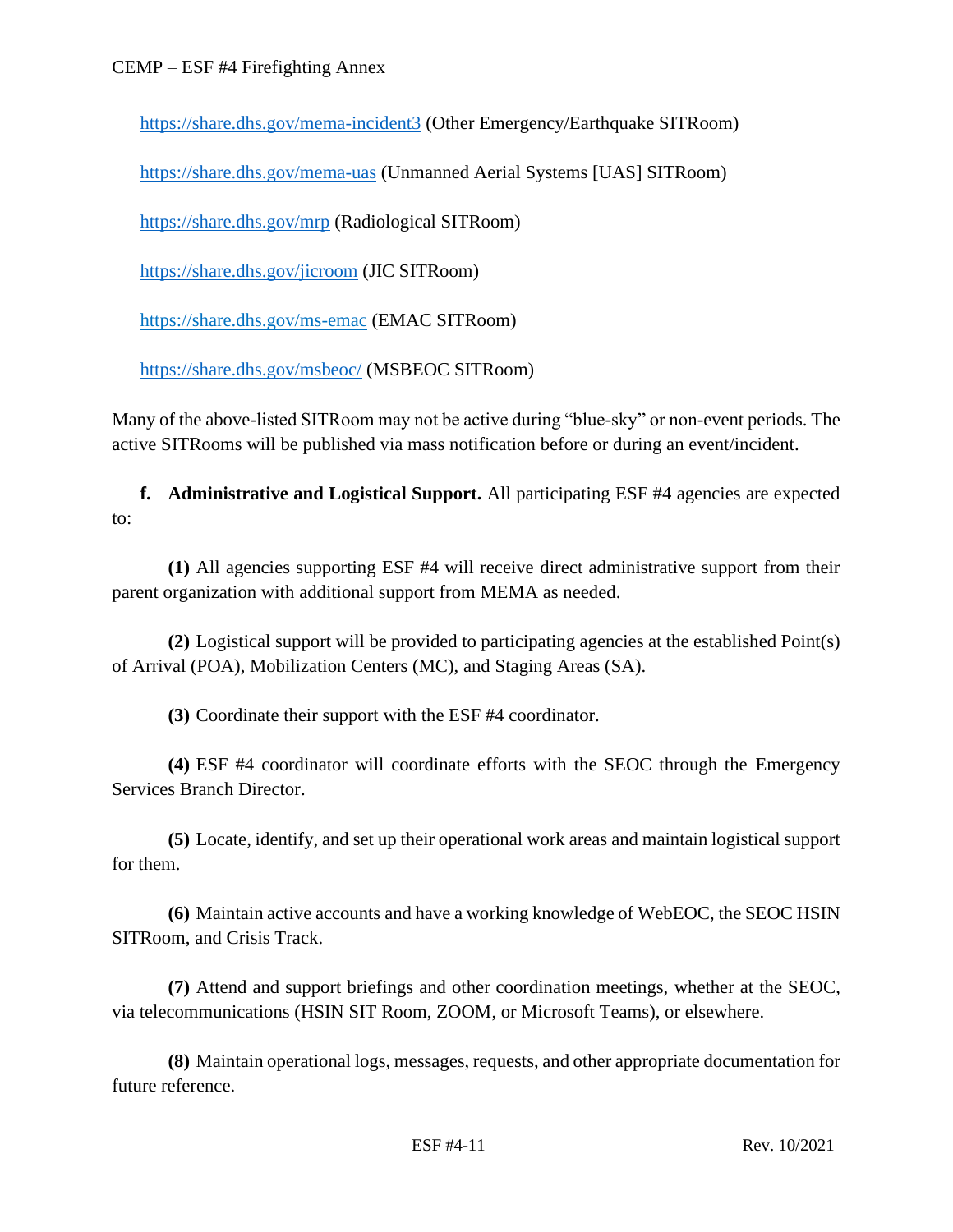[https://share.dhs.gov/mema-incident3](https://share.dhs.gov/mema-incident3) (Other Emergency/Earthquake SITRoom)

[https://share.dhs.gov/mema-uas](https://share.dhs.gov/mema-uas) (Unmanned Aerial Systems [UAS] SITRoom)

[https://share.dhs.gov/mrp](https://share.dhs.gov/mrp) (Radiological SITRoom)

[https://share.dhs.gov/jicroom](https://share.dhs.gov/jicroom) (JIC SITRoom)

[https://share.dhs.gov/ms-emac](https://share.dhs.gov/ms-emac) (EMAC SITRoom)

[https://share.dhs.gov/msbeoc/](https://share.dhs.gov/msbeoc/) (MSBEOC SITRoom)

Many of the above-listed SITRoom may not be active during "blue-sky" or non-event periods. The active SITRooms will be published via mass notification before or during an event/incident.

**f. Administrative and Logistical Support.** All participating ESF #4 agencies are expected to:

**(1)** All agencies supporting ESF #4 will receive direct administrative support from their parent organization with additional support from MEMA as needed.

**(2)** Logistical support will be provided to participating agencies at the established Point(s) of Arrival (POA), Mobilization Centers (MC), and Staging Areas (SA).

**(3)** Coordinate their support with the ESF #4 coordinator.

**(4)** ESF #4 coordinator will coordinate efforts with the SEOC through the Emergency Services Branch Director.

**(5)** Locate, identify, and set up their operational work areas and maintain logistical support for them.

**(6)** Maintain active accounts and have a working knowledge of WebEOC, the SEOC HSIN SITRoom, and Crisis Track.

**(7)** Attend and support briefings and other coordination meetings, whether at the SEOC, via telecommunications (HSIN SIT Room, ZOOM, or Microsoft Teams), or elsewhere.

**(8)** Maintain operational logs, messages, requests, and other appropriate documentation for future reference.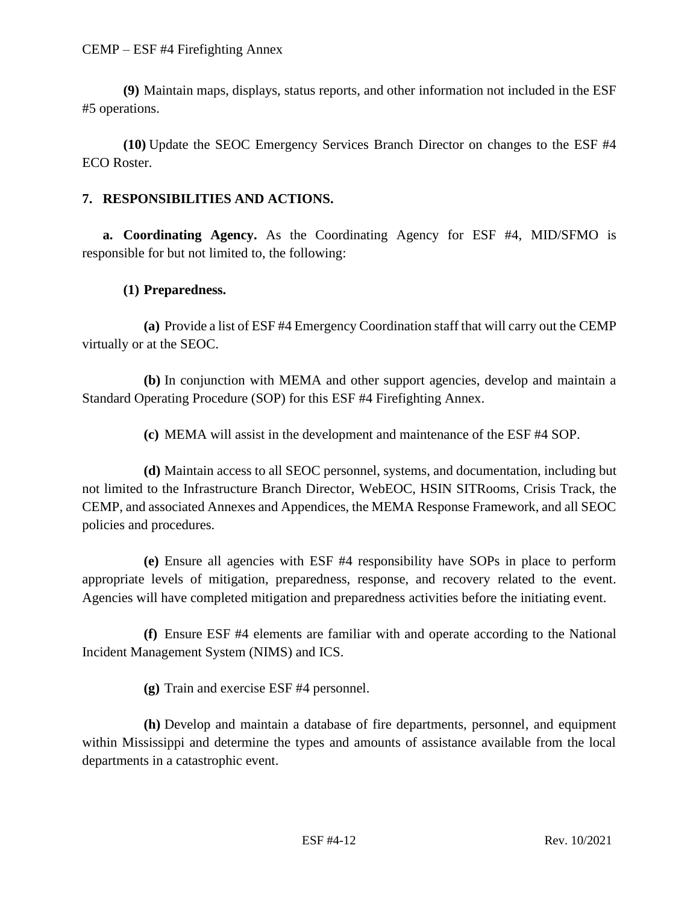**(9)** Maintain maps, displays, status reports, and other information not included in the ESF #5 operations.

**(10)** Update the SEOC Emergency Services Branch Director on changes to the ESF #4 ECO Roster.

## 7. RESPONSIBILITIES AND ACTIONS.

**a. Coordinating Agency.** As the Coordinating Agency for ESF #4, MID/SFMO is responsible for but not limited to, the following:

**(1) Preparedness.**

**(a)** Provide a list of ESF #4 Emergency Coordination staff that will carry out the CEMP virtually or at the SEOC.

**(b)** In conjunction with MEMA and other support agencies, develop and maintain a Standard Operating Procedure (SOP) for this ESF #4 Firefighting Annex.

**(c)** MEMA will assist in the development and maintenance of the ESF #4 SOP.

**(d)** Maintain access to all SEOC personnel, systems, and documentation, including but not limited to the Infrastructure Branch Director, WebEOC, HSIN SITRooms, Crisis Track, the CEMP, and associated Annexes and Appendices, the MEMA Response Framework, and all SEOC policies and procedures.

**(e)** Ensure all agencies with ESF #4 responsibility have SOPs in place to perform appropriate levels of mitigation, preparedness, response, and recovery related to the event. Agencies will have completed mitigation and preparedness activities before the initiating event.

**(f)** Ensure ESF #4 elements are familiar with and operate according to the National Incident Management System (NIMS) and ICS.

**(g)** Train and exercise ESF #4 personnel.

**(h)** Develop and maintain a database of fire departments, personnel, and equipment within Mississippi and determine the types and amounts of assistance available from the local departments in a catastrophic event.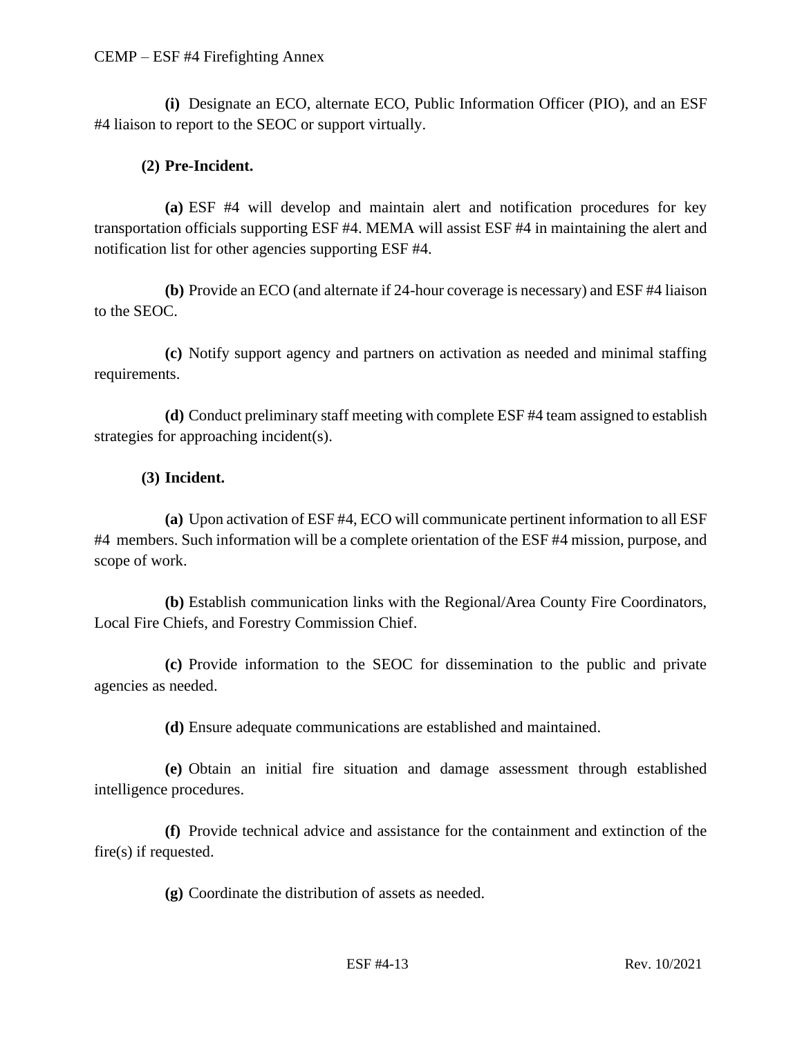**(i)** Designate an ECO, alternate ECO, Public Information Officer (PIO), and an ESF #4 liaison to report to the SEOC or support virtually.

**(2) Pre-Incident.**

**(a)** ESF #4 will develop and maintain alert and notification procedures for key transportation officials supporting ESF #4. MEMA will assist ESF #4 in maintaining the alert and notification list for other agencies supporting ESF #4.

**(b)** Provide an ECO (and alternate if 24-hour coverage is necessary) and ESF #4 liaison to the SEOC.

**(c)** Notify support agency and partners on activation as needed and minimal staffing requirements.

**(d)** Conduct preliminary staff meeting with complete ESF #4 team assigned to establish strategies for approaching incident(s).

**(3) Incident.**

**(a)** Upon activation of ESF #4, ECO will communicate pertinent information to all ESF #4 members. Such information will be a complete orientation of the ESF #4 mission, purpose, and scope of work.

**(b)** Establish communication links with the Regional/Area County Fire Coordinators, Local Fire Chiefs, and Forestry Commission Chief.

**(c)** Provide information to the SEOC for dissemination to the public and private agencies as needed.

**(d)** Ensure adequate communications are established and maintained.

**(e)** Obtain an initial fire situation and damage assessment through established intelligence procedures.

**(f)** Provide technical advice and assistance for the containment and extinction of the fire(s) if requested.

**(g)** Coordinate the distribution of assets as needed.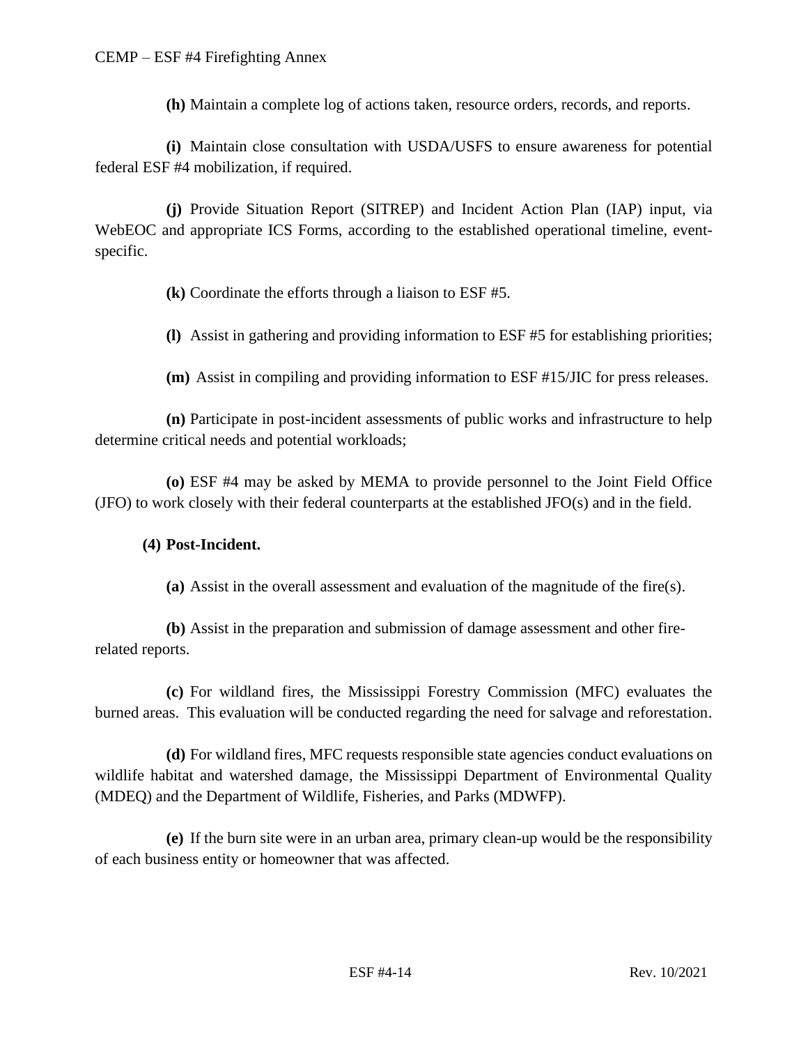**(h)** Maintain a complete log of actions taken, resource orders, records, and reports.

**(i)** Maintain close consultation with USDA/USFS to ensure awareness for potential federal ESF #4 mobilization, if required.

**(j)** Provide Situation Report (SITREP) and Incident Action Plan (IAP) input, via WebEOC and appropriate ICS Forms, according to the established operational timeline, event-specific.

**(k)** Coordinate the efforts through a liaison to ESF #5.

**(l)** Assist in gathering and providing information to ESF #5 for establishing priorities;

**(m)** Assist in compiling and providing information to ESF #15/JIC for press releases.

**(n)** Participate in post-incident assessments of public works and infrastructure to help determine critical needs and potential workloads;

**(o)** ESF #4 may be asked by MEMA to provide personnel to the Joint Field Office (JFO) to work closely with their federal counterparts at the established JFO(s) and in the field.

**(4) Post-Incident.**

**(a)** Assist in the overall assessment and evaluation of the magnitude of the fire(s).

**(b)** Assist in the preparation and submission of damage assessment and other fire-related reports.

**(c)** For wildland fires, the Mississippi Forestry Commission (MFC) evaluates the burned areas. This evaluation will be conducted regarding the need for salvage and reforestation.

**(d)** For wildland fires, MFC requests responsible state agencies conduct evaluations on wildlife habitat and watershed damage, the Mississippi Department of Environmental Quality (MDEQ) and the Department of Wildlife, Fisheries, and Parks (MDWFP).

**(e)** If the burn site were in an urban area, primary clean-up would be the responsibility of each business entity or homeowner that was affected.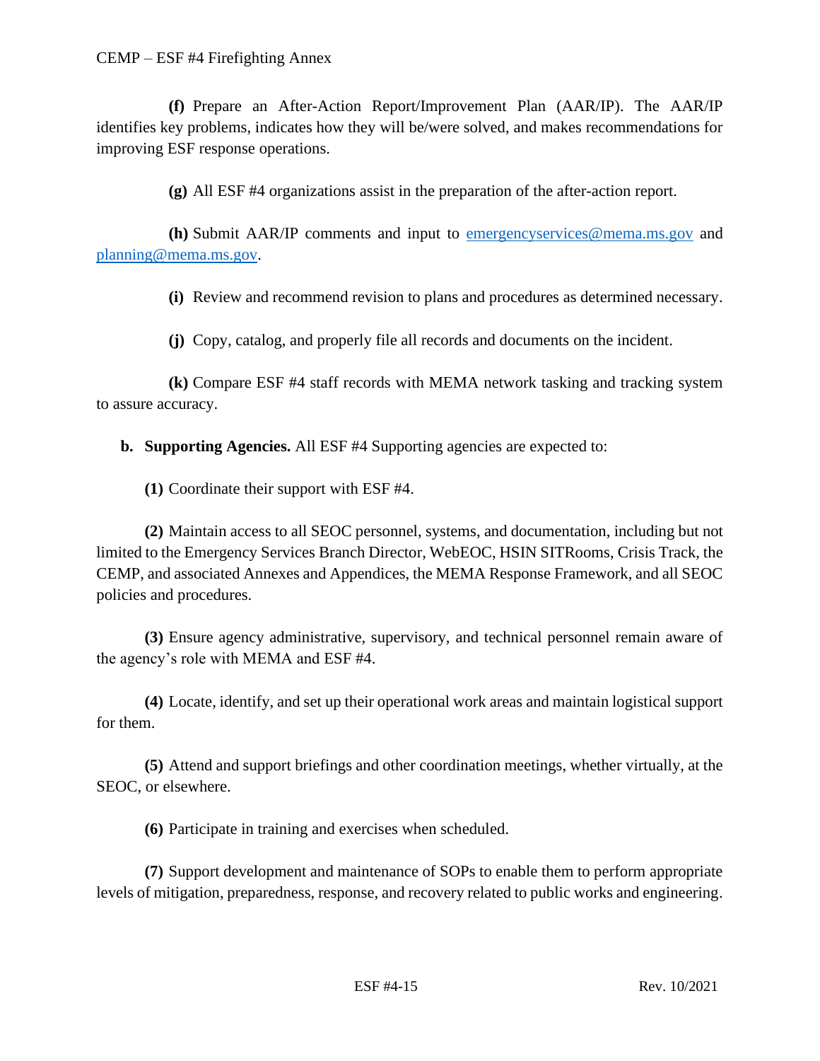**(f)** Prepare an After-Action Report/Improvement Plan (AAR/IP). The AAR/IP identifies key problems, indicates how they will be/were solved, and makes recommendations for improving ESF response operations.

**(g)** All ESF #4 organizations assist in the preparation of the after-action report.

**(h)** Submit AAR/IP comments and input to emergencyservices@mema.ms.gov and planning@mema.ms.gov.

**(i)** Review and recommend revision to plans and procedures as determined necessary.

**(j)** Copy, catalog, and properly file all records and documents on the incident.

**(k)** Compare ESF #4 staff records with MEMA network tasking and tracking system to assure accuracy.

**b. Supporting Agencies.** All ESF #4 Supporting agencies are expected to:

**(1)** Coordinate their support with ESF #4.

**(2)** Maintain access to all SEOC personnel, systems, and documentation, including but not limited to the Emergency Services Branch Director, WebEOC, HSIN SITRooms, Crisis Track, the CEMP, and associated Annexes and Appendices, the MEMA Response Framework, and all SEOC policies and procedures.

**(3)** Ensure agency administrative, supervisory, and technical personnel remain aware of the agency's role with MEMA and ESF #4.

**(4)** Locate, identify, and set up their operational work areas and maintain logistical support for them.

**(5)** Attend and support briefings and other coordination meetings, whether virtually, at the SEOC, or elsewhere.

**(6)** Participate in training and exercises when scheduled.

**(7)** Support development and maintenance of SOPs to enable them to perform appropriate levels of mitigation, preparedness, response, and recovery related to public works and engineering.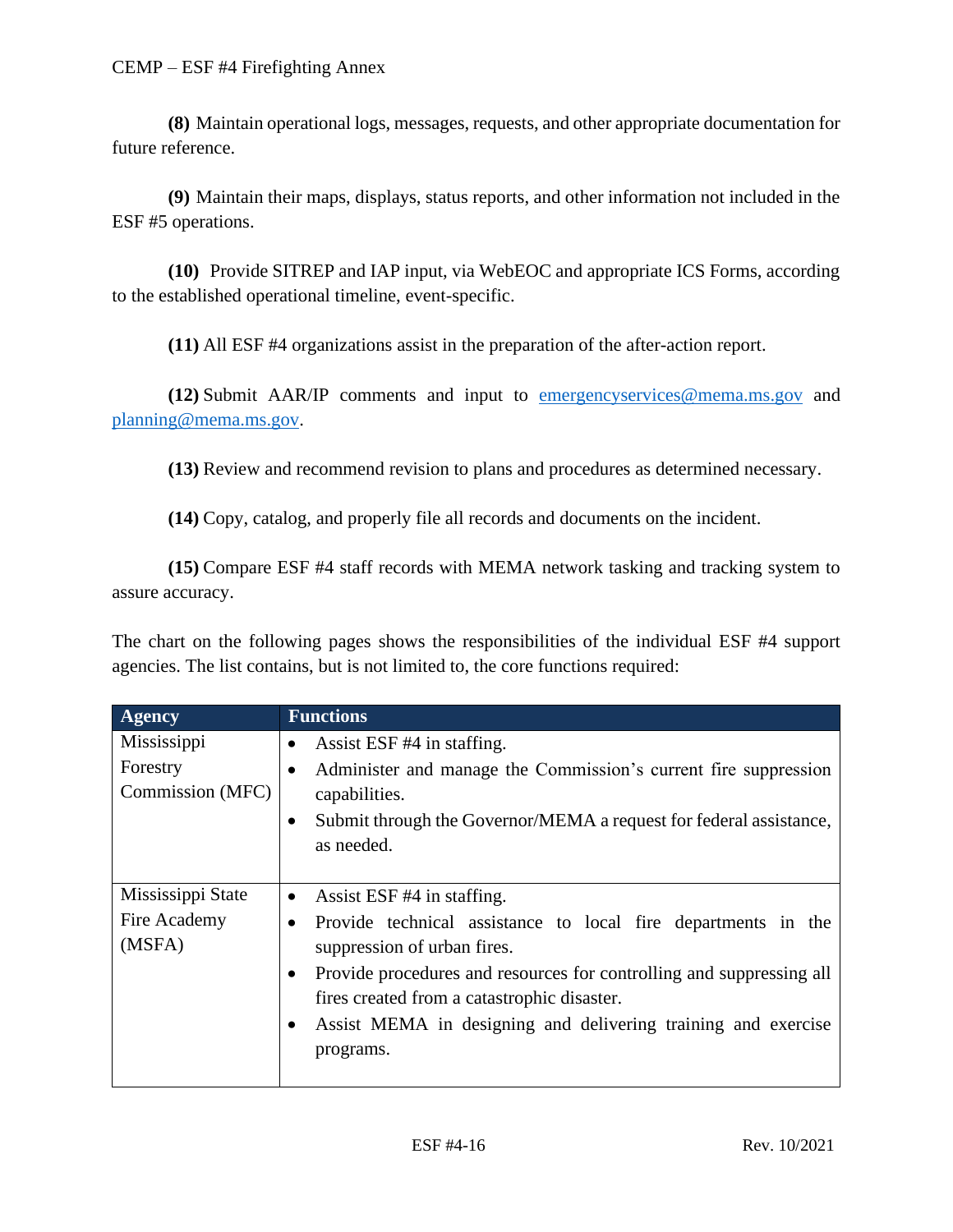**(8)** Maintain operational logs, messages, requests, and other appropriate documentation for future reference.

**(9)** Maintain their maps, displays, status reports, and other information not included in the ESF #5 operations.

**(10)** Provide SITREP and IAP input, via WebEOC and appropriate ICS Forms, according to the established operational timeline, event-specific.

**(11)** All ESF #4 organizations assist in the preparation of the after-action report.

**(12)** Submit AAR/IP comments and input to emergencyservices@mema.ms.gov and planning@mema.ms.gov.

**(13)** Review and recommend revision to plans and procedures as determined necessary.

**(14)** Copy, catalog, and properly file all records and documents on the incident.

**(15)** Compare ESF #4 staff records with MEMA network tasking and tracking system to assure accuracy.

The chart on the following pages shows the responsibilities of the individual ESF #4 support agencies. The list contains, but is not limited to, the core functions required:

| Agency | Functions |
|---|---|
| Mississippi Forestry Commission (MFC) | • Assist ESF #4 in staffing.<br>• Administer and manage the Commission's current fire suppression capabilities.<br>• Submit through the Governor/MEMA a request for federal assistance, as needed. |
| Mississippi State Fire Academy (MSFA) | • Assist ESF #4 in staffing.<br>• Provide technical assistance to local fire departments in the suppression of urban fires.<br>• Provide procedures and resources for controlling and suppressing all fires created from a catastrophic disaster.<br>• Assist MEMA in designing and delivering training and exercise programs. |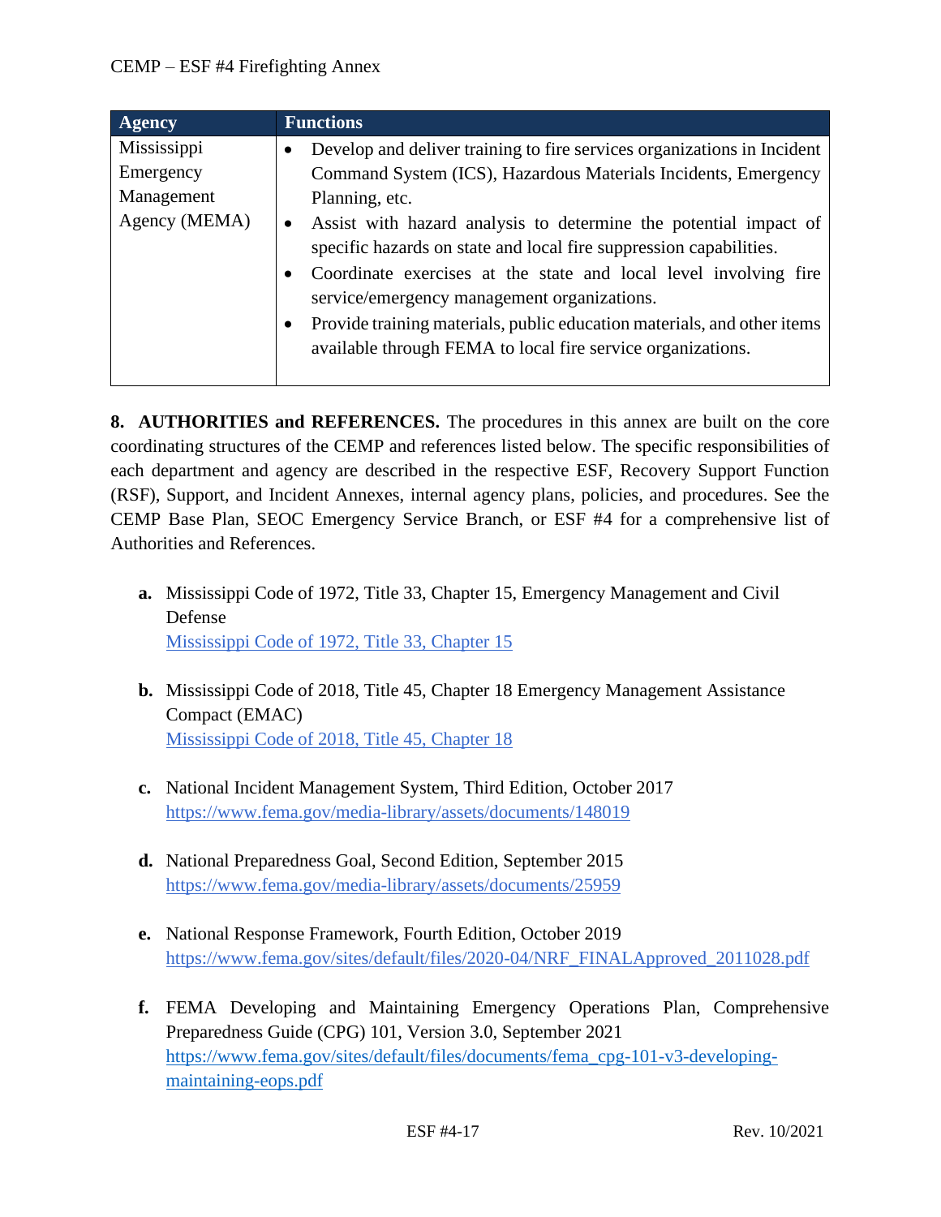| Agency | Functions |
| --- | --- |
| Mississippi Emergency Management Agency (MEMA) | • Develop and deliver training to fire services organizations in Incident Command System (ICS), Hazardous Materials Incidents, Emergency Planning, etc.<br>• Assist with hazard analysis to determine the potential impact of specific hazards on state and local fire suppression capabilities.<br>• Coordinate exercises at the state and local level involving fire service/emergency management organizations.<br>• Provide training materials, public education materials, and other items available through FEMA to local fire service organizations. |

**8. AUTHORITIES and REFERENCES.** The procedures in this annex are built on the core coordinating structures of the CEMP and references listed below. The specific responsibilities of each department and agency are described in the respective ESF, Recovery Support Function (RSF), Support, and Incident Annexes, internal agency plans, policies, and procedures. See the CEMP Base Plan, SEOC Emergency Service Branch, or ESF #4 for a comprehensive list of Authorities and References.

**a.** Mississippi Code of 1972, Title 33, Chapter 15, Emergency Management and Civil Defense
Mississippi Code of 1972, Title 33, Chapter 15

**b.** Mississippi Code of 2018, Title 45, Chapter 18 Emergency Management Assistance Compact (EMAC)
Mississippi Code of 2018, Title 45, Chapter 18

**c.** National Incident Management System, Third Edition, October 2017
https://www.fema.gov/media-library/assets/documents/148019

**d.** National Preparedness Goal, Second Edition, September 2015
https://www.fema.gov/media-library/assets/documents/25959

**e.** National Response Framework, Fourth Edition, October 2019
https://www.fema.gov/sites/default/files/2020-04/NRF_FINALApproved_2011028.pdf

**f.** FEMA Developing and Maintaining Emergency Operations Plan, Comprehensive Preparedness Guide (CPG) 101, Version 3.0, September 2021
https://www.fema.gov/sites/default/files/documents/fema_cpg-101-v3-developing-maintaining-eops.pdf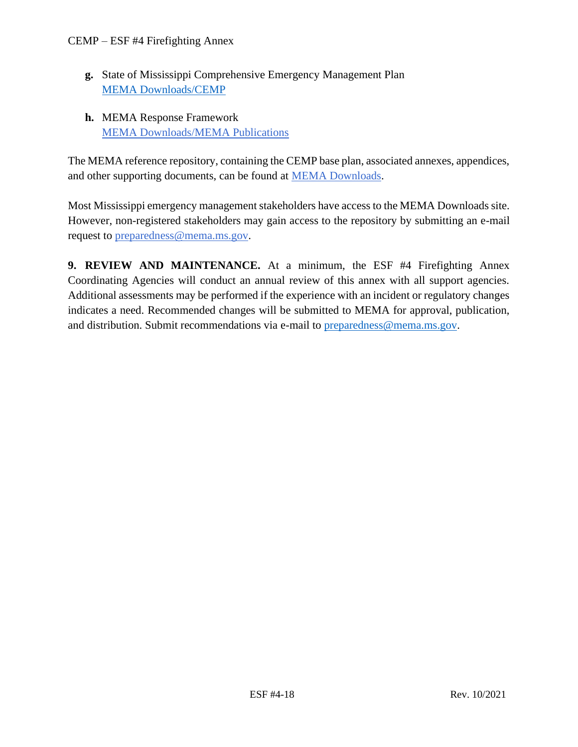**g.** State of Mississippi Comprehensive Emergency Management Plan
[MEMA Downloads/CEMP]

**h.** MEMA Response Framework
[MEMA Downloads/MEMA Publications]

The MEMA reference repository, containing the CEMP base plan, associated annexes, appendices, and other supporting documents, can be found at [MEMA Downloads].

Most Mississippi emergency management stakeholders have access to the MEMA Downloads site. However, non-registered stakeholders may gain access to the repository by submitting an e-mail request to preparedness@mema.ms.gov.

**9. REVIEW AND MAINTENANCE.** At a minimum, the ESF #4 Firefighting Annex Coordinating Agencies will conduct an annual review of this annex with all support agencies. Additional assessments may be performed if the experience with an incident or regulatory changes indicates a need. Recommended changes will be submitted to MEMA for approval, publication, and distribution. Submit recommendations via e-mail to preparedness@mema.ms.gov.